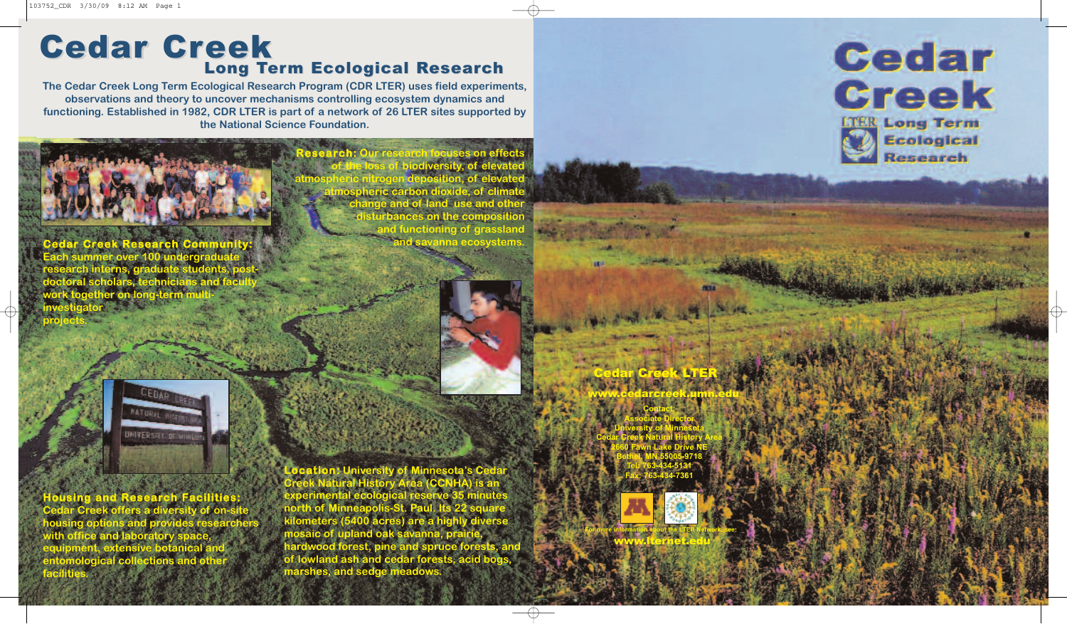# Cedar Creek

## Long Term Ecological Research

**The Cedar Creek Long Term Ecological Research Program (CDR LTER) uses field experiments, observations and theory to uncover mechanisms controlling ecosystem dynamics and functioning. Established in 1982, CDR LTER is part of a network of 26 LTER sites supported by the National Science Foundation.**

**Research:** Our research focuses on effects of the loss of biodiversity, of elevated atmospheric nitrogen deposition, of elevated atmospheric carbon dioxide, of climate change and of land use and other disturbances on the composition and functioning of grassland and savanna ecosystems.

**Cedar Creek Research Community:** Each summer over 100 undergraduate research interns, graduate students, post-doctoral scholars, technicians and faculty work together on long-term multi-investigator projects.

**Housing and Research Facilities:** Cedar Creek offers a diversity of on-site housing options and provides researchers with office and laboratory space, equipment, extensive botanical and entomological collections and other facilities.

**Location:** University of Minnesota's Cedar Creek Natural History Area (CCNHA) is an experimental ecological reserve 35 minutes north of Minneapolis-St. Paul. Its 22 square kilometers (5400 acres) are a highly diverse mosaic of upland oak savanna, prairie, hardwood forest, pine and spruce forests, and of lowland ash and cedar forests, acid bogs, marshes, and sedge meadows.

# Cedar Creek

## LTER Long Term Ecological Research

**Cedar Creek LTER**

**www.cedarcreek.umn.edu**

Contact:
Associate Director
University of Minnesota
Cedar Creek Natural History Area
2660 Fawn Lake Drive NE
Bethel, MN 55005-9718
Tel: 763-434-5131
Fax: 763-434-7361

For more information about the LTER Network, see:
**www.lternet.edu**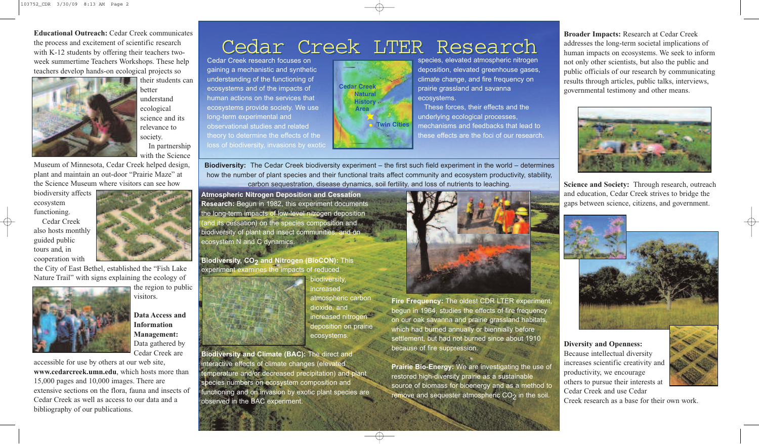**Educational Outreach:** Cedar Creek communicates the process and excitement of scientific research with K-12 students by offering their teachers two-week summertime Teachers Workshops. These help teachers develop hands-on ecological projects so their students can better understand ecological science and its relevance to society.

In partnership with the Science Museum of Minnesota, Cedar Creek helped design, plant and maintain an out-door "Prairie Maze" at the Science Museum where visitors can see how biodiversity affects ecosystem functioning.

Cedar Creek also hosts monthly guided public tours and, in cooperation with the City of East Bethel, established the "Fish Lake Nature Trail" with signs explaining the ecology of the region to public visitors.

**Data Access and Information Management:** Data gathered by Cedar Creek are accessible for use by others at our web site, **www.cedarcreek.umn.edu**, which hosts more than 15,000 pages and 10,000 images. There are extensive sections on the flora, fauna and insects of Cedar Creek as well as access to our data and a bibliography of our publications.

# Cedar Creek LTER Research

Cedar Creek research focuses on gaining a mechanistic and synthetic understanding of the functioning of ecosystems and of the impacts of human actions on the services that ecosystems provide society. We use long-term experimental and observational studies and related theory to determine the effects of the loss of biodiversity, invasions by exotic species, elevated atmospheric nitrogen deposition, elevated greenhouse gases, climate change, and fire frequency on prairie grassland and savanna ecosystems.

These forces, their effects and the underlying ecological processes, mechanisms and feedbacks that lead to these effects are the foci of our research.

Cedar Creek Natural History Area

Twin Cities

**Biodiversity:** The Cedar Creek biodiversity experiment – the first such field experiment in the world – determines how the number of plant species and their functional traits affect community and ecosystem productivity, stability, carbon sequestration, disease dynamics, soil fertility, and loss of nutrients to leaching.

**Atmospheric Nitrogen Deposition and Cessation Research:** Begun in 1982, this experiment documents the long-term impacts of low-level nitrogen deposition (and its cessation) on the species composition and biodiversity of plant and insect communities, and on ecosystem N and C dynamics.

**Biodiversity, $CO_2$ and Nitrogen (BioCON):** This experiment examines the impacts of reduced biodiversity, increased atmospheric carbon dioxide, and increased nitrogen deposition on prairie ecosystems.

**Biodiversity and Climate (BAC):** The direct and interactive effects of climate changes (elevated temperature and/or decreased precipitation) and plant species numbers on ecosystem composition and functioning and on invasion by exotic plant species are observed in the BAC experiment.

**Fire Frequency:** The oldest CDR LTER experiment, begun in 1964, studies the effects of fire frequency on our oak savanna and prairie grassland habitats, which had burned annually or biennially before settlement, but had not burned since about 1910 because of fire suppression.

**Prairie Bio-Energy:** We are investigating the use of restored high-diversity prairie as a sustainable source of biomass for bioenergy and as a method to remove and sequester atmospheric $CO_2$ in the soil.

**Broader Impacts:** Research at Cedar Creek addresses the long-term societal implications of human impacts on ecosystems. We seek to inform not only other scientists, but also the public and public officials of our research by communicating results through articles, public talks, interviews, governmental testimony and other means.

**Science and Society:** Through research, outreach and education, Cedar Creek strives to bridge the gaps between science, citizens, and government.

**Diversity and Openness:** Because intellectual diversity increases scientific creativity and productivity, we encourage others to pursue their interests at Cedar Creek and use Cedar Creek research as a base for their own work.